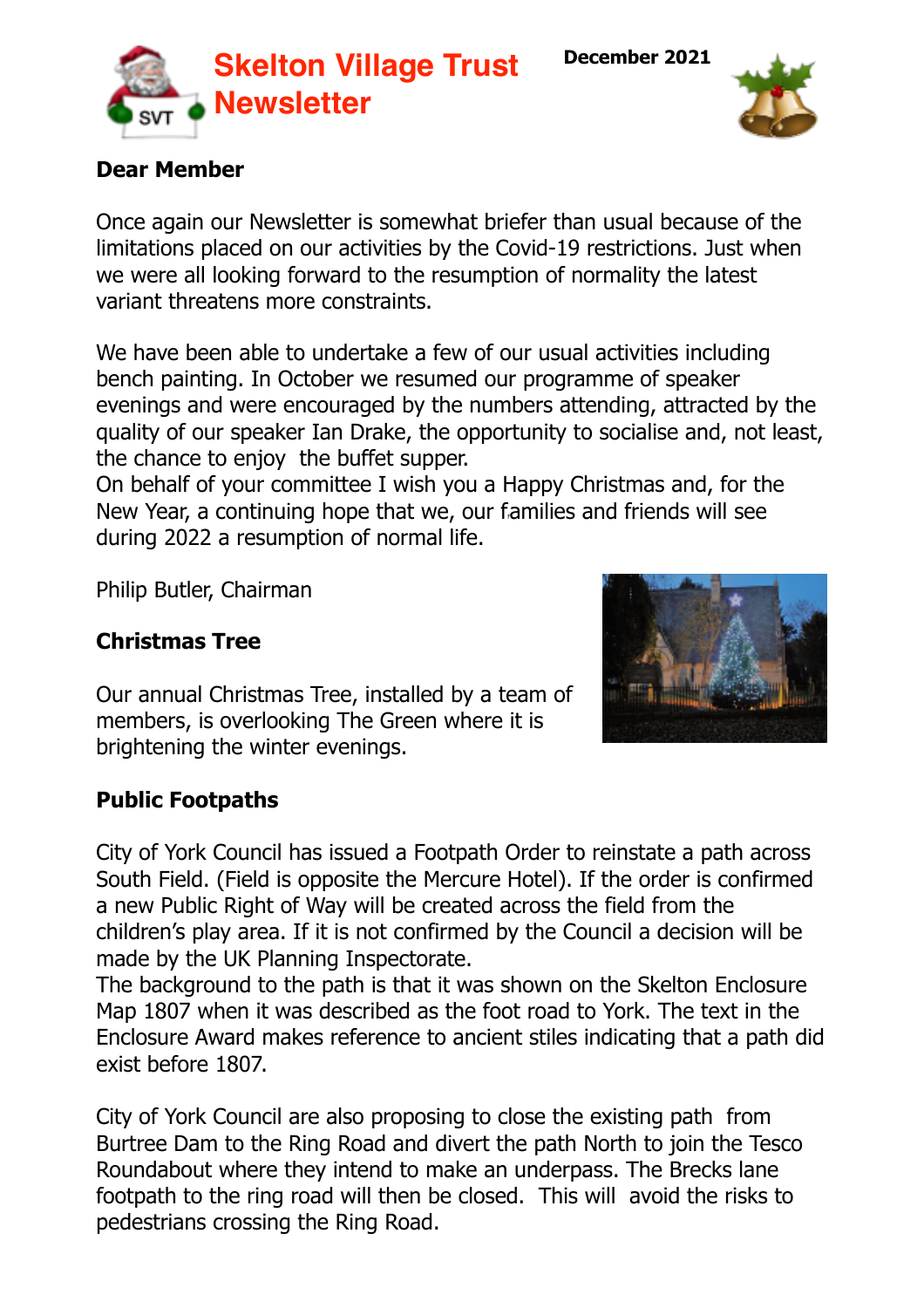# Skelton Village Trust Newsletter

**December 2021**

**Dear Member**

Once again our Newsletter is somewhat briefer than usual because of the limitations placed on our activities by the Covid-19 restrictions. Just when we were all looking forward to the resumption of normality the latest variant threatens more constraints.

We have been able to undertake a few of our usual activities including bench painting. In October we resumed our programme of speaker evenings and were encouraged by the numbers attending, attracted by the quality of our speaker Ian Drake, the opportunity to socialise and, not least, the chance to enjoy the buffet supper.
On behalf of your committee I wish you a Happy Christmas and, for the New Year, a continuing hope that we, our families and friends will see during 2022 a resumption of normal life.

Philip Butler, Chairman

## Christmas Tree

Our annual Christmas Tree, installed by a team of members, is overlooking The Green where it is brightening the winter evenings.

## Public Footpaths

City of York Council has issued a Footpath Order to reinstate a path across South Field. (Field is opposite the Mercure Hotel). If the order is confirmed a new Public Right of Way will be created across the field from the children's play area. If it is not confirmed by the Council a decision will be made by the UK Planning Inspectorate.
The background to the path is that it was shown on the Skelton Enclosure Map 1807 when it was described as the foot road to York. The text in the Enclosure Award makes reference to ancient stiles indicating that a path did exist before 1807.

City of York Council are also proposing to close the existing path from Burtree Dam to the Ring Road and divert the path North to join the Tesco Roundabout where they intend to make an underpass. The Brecks lane footpath to the ring road will then be closed. This will avoid the risks to pedestrians crossing the Ring Road.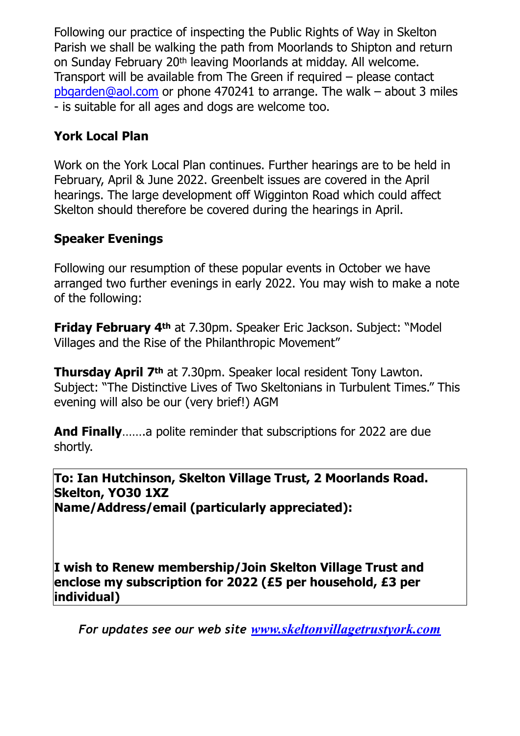Following our practice of inspecting the Public Rights of Way in Skelton Parish we shall be walking the path from Moorlands to Shipton and return on Sunday February 20th leaving Moorlands at midday. All welcome. Transport will be available from The Green if required – please contact pbgarden@aol.com or phone 470241 to arrange. The walk – about 3 miles - is suitable for all ages and dogs are welcome too.

## York Local Plan

Work on the York Local Plan continues. Further hearings are to be held in February, April & June 2022. Greenbelt issues are covered in the April hearings. The large development off Wigginton Road which could affect Skelton should therefore be covered during the hearings in April.

## Speaker Evenings

Following our resumption of these popular events in October we have arranged two further evenings in early 2022. You may wish to make a note of the following:

**Friday February 4th** at 7.30pm. Speaker Eric Jackson. Subject: "Model Villages and the Rise of the Philanthropic Movement"

**Thursday April 7th** at 7.30pm. Speaker local resident Tony Lawton. Subject: "The Distinctive Lives of Two Skeltonians in Turbulent Times." This evening will also be our (very brief!) AGM

**And Finally**…….a polite reminder that subscriptions for 2022 are due shortly.

**To: Ian Hutchinson, Skelton Village Trust, 2 Moorlands Road. Skelton, YO30 1XZ**
**Name/Address/email (particularly appreciated):**

**I wish to Renew membership/Join Skelton Village Trust and enclose my subscription for 2022 (£5 per household, £3 per individual)**

*For updates see our web site www.skeltonvillagetrustyork.com*